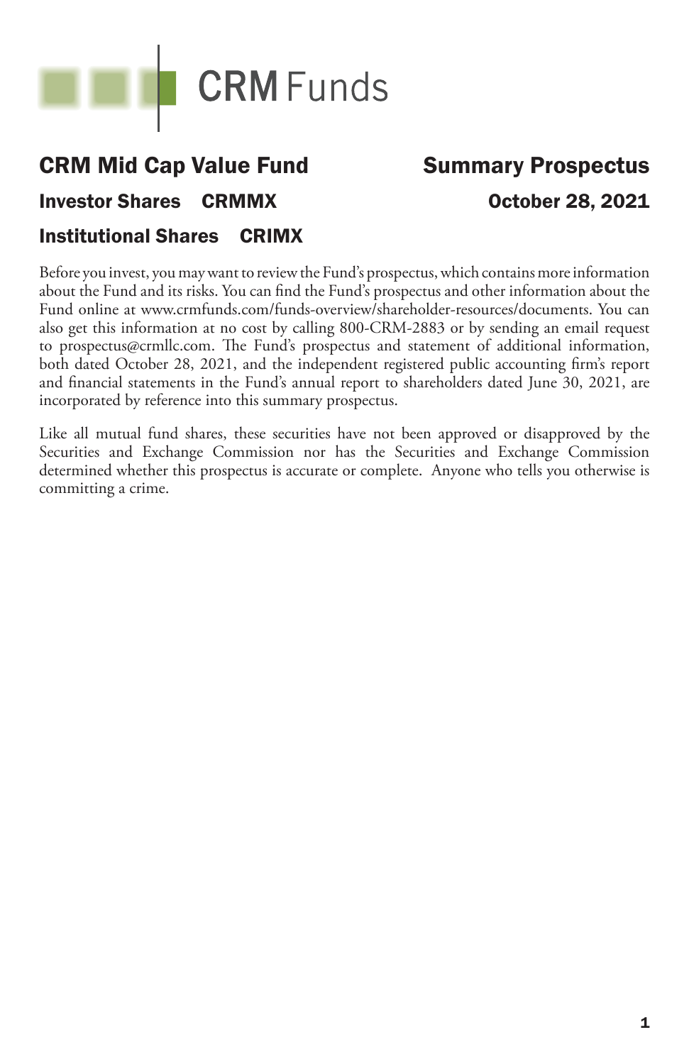CRM Funds

# CRM Mid Cap Value Fund

## Summary Prospectus

**Investor Shares CRMMX**

**October 28, 2021**

**Institutional Shares CRIMX**

Before you invest, you may want to review the Fund's prospectus, which contains more information about the Fund and its risks. You can find the Fund's prospectus and other information about the Fund online at www.crmfunds.com/funds-overview/shareholder-resources/documents. You can also get this information at no cost by calling 800-CRM-2883 or by sending an email request to prospectus@crmllc.com. The Fund's prospectus and statement of additional information, both dated October 28, 2021, and the independent registered public accounting firm's report and financial statements in the Fund's annual report to shareholders dated June 30, 2021, are incorporated by reference into this summary prospectus.

Like all mutual fund shares, these securities have not been approved or disapproved by the Securities and Exchange Commission nor has the Securities and Exchange Commission determined whether this prospectus is accurate or complete. Anyone who tells you otherwise is committing a crime.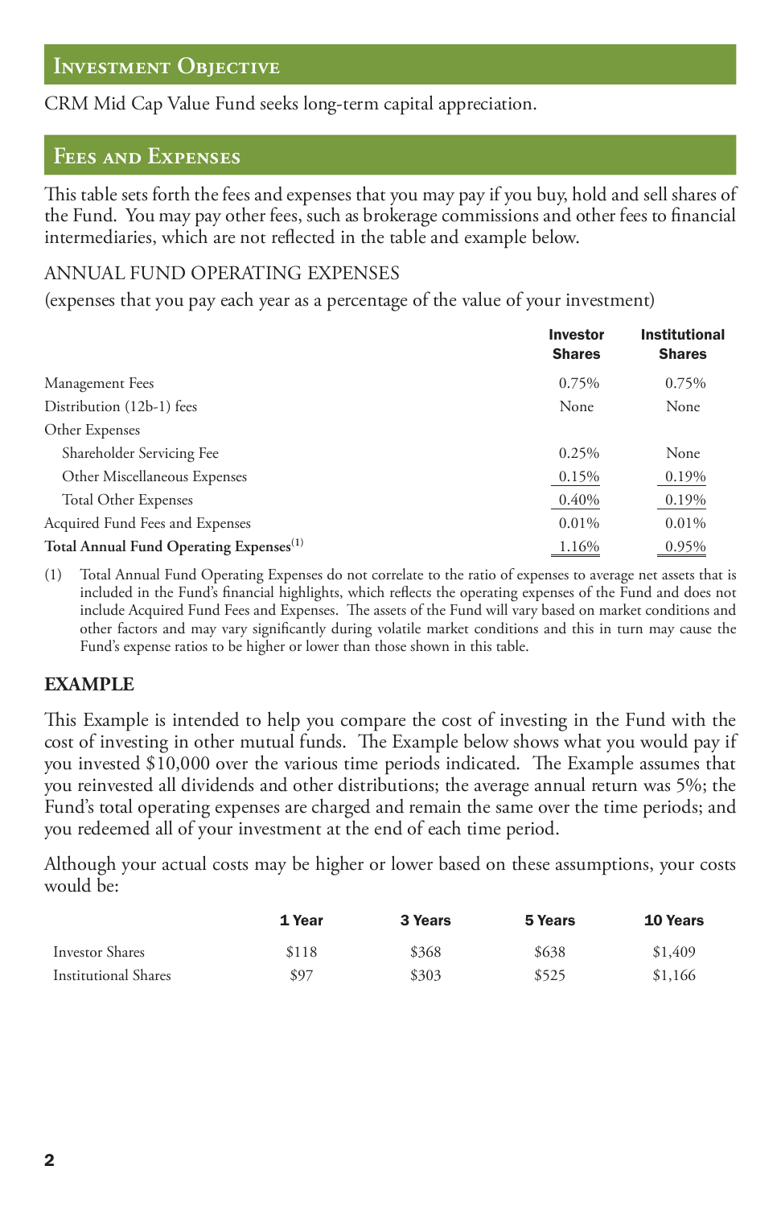## Investment Objective

CRM Mid Cap Value Fund seeks long-term capital appreciation.

## Fees and Expenses

This table sets forth the fees and expenses that you may pay if you buy, hold and sell shares of the Fund. You may pay other fees, such as brokerage commissions and other fees to financial intermediaries, which are not reflected in the table and example below.

### ANNUAL FUND OPERATING EXPENSES

(expenses that you pay each year as a percentage of the value of your investment)

| | Investor Shares | Institutional Shares |
|---|---|---|
| Management Fees | 0.75% | 0.75% |
| Distribution (12b-1) fees | None | None |
| Other Expenses | | |
| Shareholder Servicing Fee | 0.25% | None |
| Other Miscellaneous Expenses | 0.15% | 0.19% |
| Total Other Expenses | 0.40% | 0.19% |
| Acquired Fund Fees and Expenses | 0.01% | 0.01% |
| **Total Annual Fund Operating Expenses**[1] | 1.16% | 0.95% |

(1) Total Annual Fund Operating Expenses do not correlate to the ratio of expenses to average net assets that is included in the Fund's financial highlights, which reflects the operating expenses of the Fund and does not include Acquired Fund Fees and Expenses. The assets of the Fund will vary based on market conditions and other factors and may vary significantly during volatile market conditions and this in turn may cause the Fund's expense ratios to be higher or lower than those shown in this table.

### EXAMPLE

This Example is intended to help you compare the cost of investing in the Fund with the cost of investing in other mutual funds. The Example below shows what you would pay if you invested $10,000 over the various time periods indicated. The Example assumes that you reinvested all dividends and other distributions; the average annual return was 5%; the Fund's total operating expenses are charged and remain the same over the time periods; and you redeemed all of your investment at the end of each time period.

Although your actual costs may be higher or lower based on these assumptions, your costs would be:

| | 1 Year | 3 Years | 5 Years | 10 Years |
|---|---|---|---|---|
| Investor Shares | $118 | $368 | $638 | $1,409 |
| Institutional Shares | $97 | $303 | $525 | $1,166 |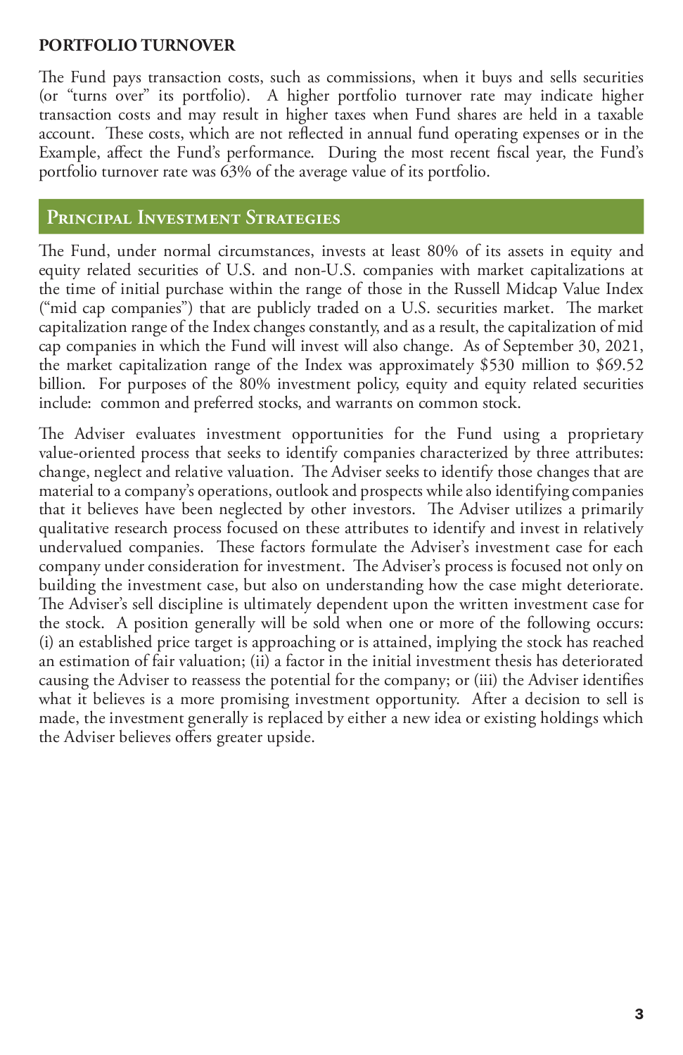## PORTFOLIO TURNOVER

The Fund pays transaction costs, such as commissions, when it buys and sells securities (or "turns over" its portfolio). A higher portfolio turnover rate may indicate higher transaction costs and may result in higher taxes when Fund shares are held in a taxable account. These costs, which are not reflected in annual fund operating expenses or in the Example, affect the Fund's performance. During the most recent fiscal year, the Fund's portfolio turnover rate was 63% of the average value of its portfolio.

## Principal Investment Strategies

The Fund, under normal circumstances, invests at least 80% of its assets in equity and equity related securities of U.S. and non-U.S. companies with market capitalizations at the time of initial purchase within the range of those in the Russell Midcap Value Index ("mid cap companies") that are publicly traded on a U.S. securities market. The market capitalization range of the Index changes constantly, and as a result, the capitalization of mid cap companies in which the Fund will invest will also change. As of September 30, 2021, the market capitalization range of the Index was approximately $530 million to $69.52 billion. For purposes of the 80% investment policy, equity and equity related securities include: common and preferred stocks, and warrants on common stock.

The Adviser evaluates investment opportunities for the Fund using a proprietary value-oriented process that seeks to identify companies characterized by three attributes: change, neglect and relative valuation. The Adviser seeks to identify those changes that are material to a company's operations, outlook and prospects while also identifying companies that it believes have been neglected by other investors. The Adviser utilizes a primarily qualitative research process focused on these attributes to identify and invest in relatively undervalued companies. These factors formulate the Adviser's investment case for each company under consideration for investment. The Adviser's process is focused not only on building the investment case, but also on understanding how the case might deteriorate. The Adviser's sell discipline is ultimately dependent upon the written investment case for the stock. A position generally will be sold when one or more of the following occurs: (i) an established price target is approaching or is attained, implying the stock has reached an estimation of fair valuation; (ii) a factor in the initial investment thesis has deteriorated causing the Adviser to reassess the potential for the company; or (iii) the Adviser identifies what it believes is a more promising investment opportunity. After a decision to sell is made, the investment generally is replaced by either a new idea or existing holdings which the Adviser believes offers greater upside.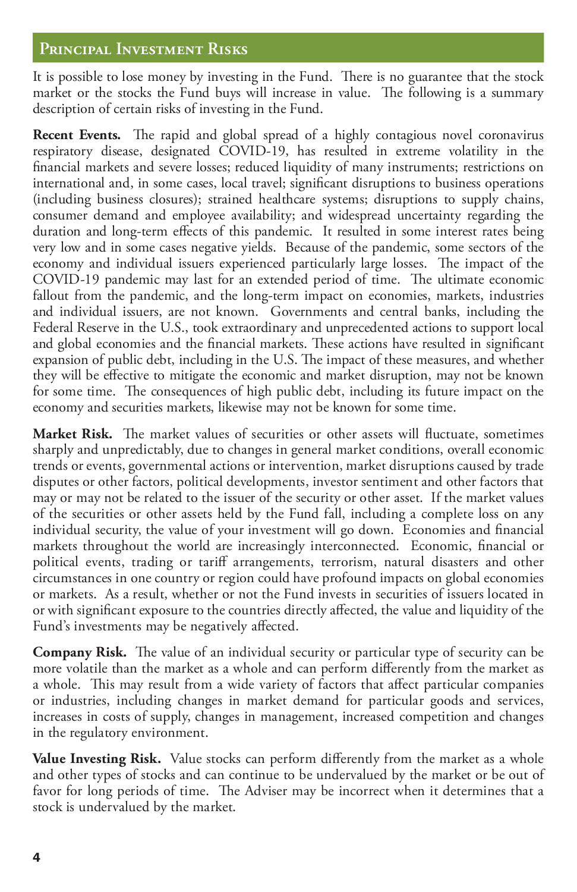## Principal Investment Risks

It is possible to lose money by investing in the Fund. There is no guarantee that the stock market or the stocks the Fund buys will increase in value. The following is a summary description of certain risks of investing in the Fund.

**Recent Events.** The rapid and global spread of a highly contagious novel coronavirus respiratory disease, designated COVID-19, has resulted in extreme volatility in the financial markets and severe losses; reduced liquidity of many instruments; restrictions on international and, in some cases, local travel; significant disruptions to business operations (including business closures); strained healthcare systems; disruptions to supply chains, consumer demand and employee availability; and widespread uncertainty regarding the duration and long-term effects of this pandemic. It resulted in some interest rates being very low and in some cases negative yields. Because of the pandemic, some sectors of the economy and individual issuers experienced particularly large losses. The impact of the COVID-19 pandemic may last for an extended period of time. The ultimate economic fallout from the pandemic, and the long-term impact on economies, markets, industries and individual issuers, are not known. Governments and central banks, including the Federal Reserve in the U.S., took extraordinary and unprecedented actions to support local and global economies and the financial markets. These actions have resulted in significant expansion of public debt, including in the U.S. The impact of these measures, and whether they will be effective to mitigate the economic and market disruption, may not be known for some time. The consequences of high public debt, including its future impact on the economy and securities markets, likewise may not be known for some time.

**Market Risk.** The market values of securities or other assets will fluctuate, sometimes sharply and unpredictably, due to changes in general market conditions, overall economic trends or events, governmental actions or intervention, market disruptions caused by trade disputes or other factors, political developments, investor sentiment and other factors that may or may not be related to the issuer of the security or other asset. If the market values of the securities or other assets held by the Fund fall, including a complete loss on any individual security, the value of your investment will go down. Economies and financial markets throughout the world are increasingly interconnected. Economic, financial or political events, trading or tariff arrangements, terrorism, natural disasters and other circumstances in one country or region could have profound impacts on global economies or markets. As a result, whether or not the Fund invests in securities of issuers located in or with significant exposure to the countries directly affected, the value and liquidity of the Fund's investments may be negatively affected.

**Company Risk.** The value of an individual security or particular type of security can be more volatile than the market as a whole and can perform differently from the market as a whole. This may result from a wide variety of factors that affect particular companies or industries, including changes in market demand for particular goods and services, increases in costs of supply, changes in management, increased competition and changes in the regulatory environment.

**Value Investing Risk.** Value stocks can perform differently from the market as a whole and other types of stocks and can continue to be undervalued by the market or be out of favor for long periods of time. The Adviser may be incorrect when it determines that a stock is undervalued by the market.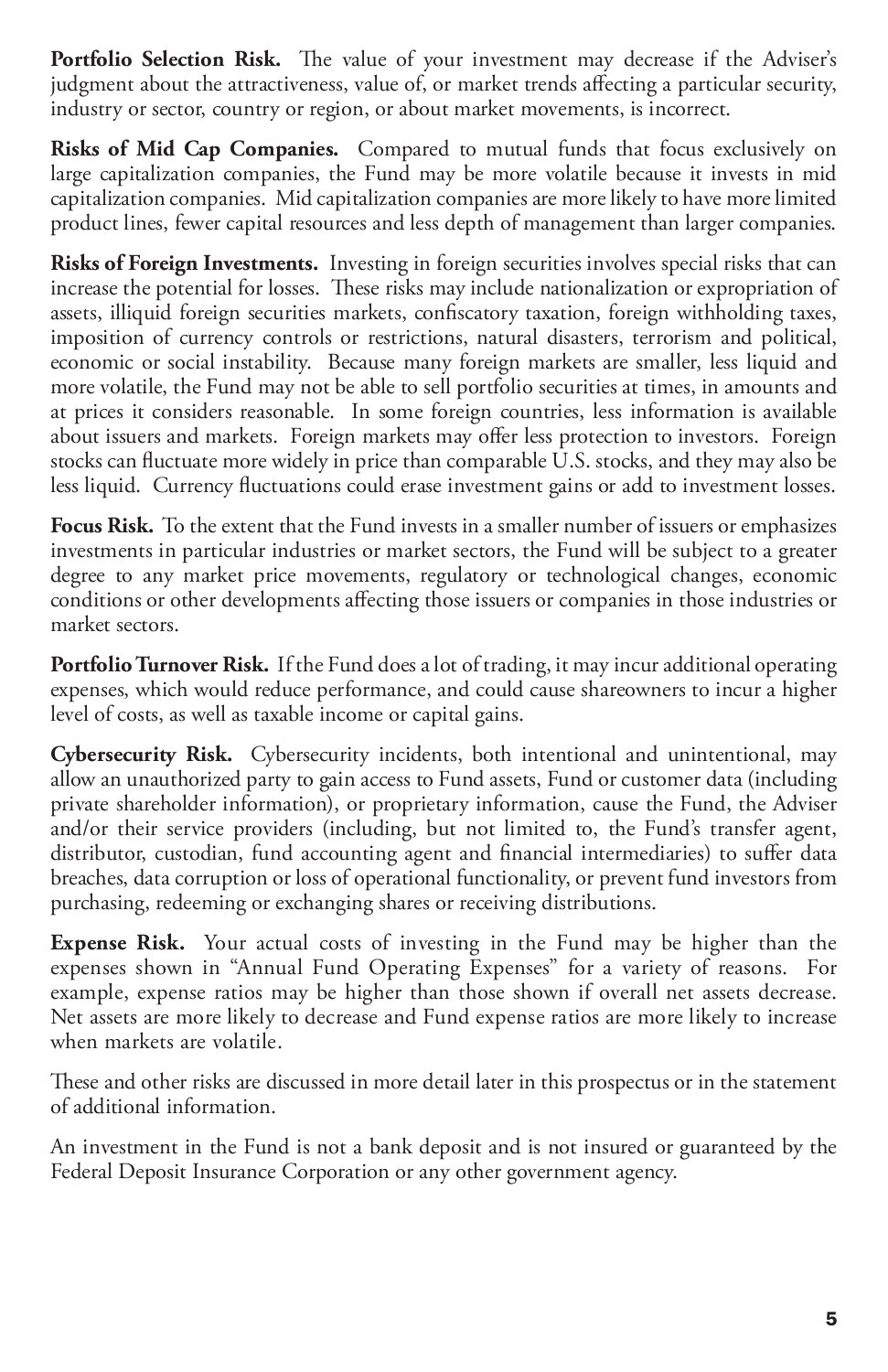**Portfolio Selection Risk.** The value of your investment may decrease if the Adviser's judgment about the attractiveness, value of, or market trends affecting a particular security, industry or sector, country or region, or about market movements, is incorrect.

**Risks of Mid Cap Companies.** Compared to mutual funds that focus exclusively on large capitalization companies, the Fund may be more volatile because it invests in mid capitalization companies. Mid capitalization companies are more likely to have more limited product lines, fewer capital resources and less depth of management than larger companies.

**Risks of Foreign Investments.** Investing in foreign securities involves special risks that can increase the potential for losses. These risks may include nationalization or expropriation of assets, illiquid foreign securities markets, confiscatory taxation, foreign withholding taxes, imposition of currency controls or restrictions, natural disasters, terrorism and political, economic or social instability. Because many foreign markets are smaller, less liquid and more volatile, the Fund may not be able to sell portfolio securities at times, in amounts and at prices it considers reasonable. In some foreign countries, less information is available about issuers and markets. Foreign markets may offer less protection to investors. Foreign stocks can fluctuate more widely in price than comparable U.S. stocks, and they may also be less liquid. Currency fluctuations could erase investment gains or add to investment losses.

**Focus Risk.** To the extent that the Fund invests in a smaller number of issuers or emphasizes investments in particular industries or market sectors, the Fund will be subject to a greater degree to any market price movements, regulatory or technological changes, economic conditions or other developments affecting those issuers or companies in those industries or market sectors.

**Portfolio Turnover Risk.** If the Fund does a lot of trading, it may incur additional operating expenses, which would reduce performance, and could cause shareowners to incur a higher level of costs, as well as taxable income or capital gains.

**Cybersecurity Risk.** Cybersecurity incidents, both intentional and unintentional, may allow an unauthorized party to gain access to Fund assets, Fund or customer data (including private shareholder information), or proprietary information, cause the Fund, the Adviser and/or their service providers (including, but not limited to, the Fund's transfer agent, distributor, custodian, fund accounting agent and financial intermediaries) to suffer data breaches, data corruption or loss of operational functionality, or prevent fund investors from purchasing, redeeming or exchanging shares or receiving distributions.

**Expense Risk.** Your actual costs of investing in the Fund may be higher than the expenses shown in "Annual Fund Operating Expenses" for a variety of reasons. For example, expense ratios may be higher than those shown if overall net assets decrease. Net assets are more likely to decrease and Fund expense ratios are more likely to increase when markets are volatile.

These and other risks are discussed in more detail later in this prospectus or in the statement of additional information.

An investment in the Fund is not a bank deposit and is not insured or guaranteed by the Federal Deposit Insurance Corporation or any other government agency.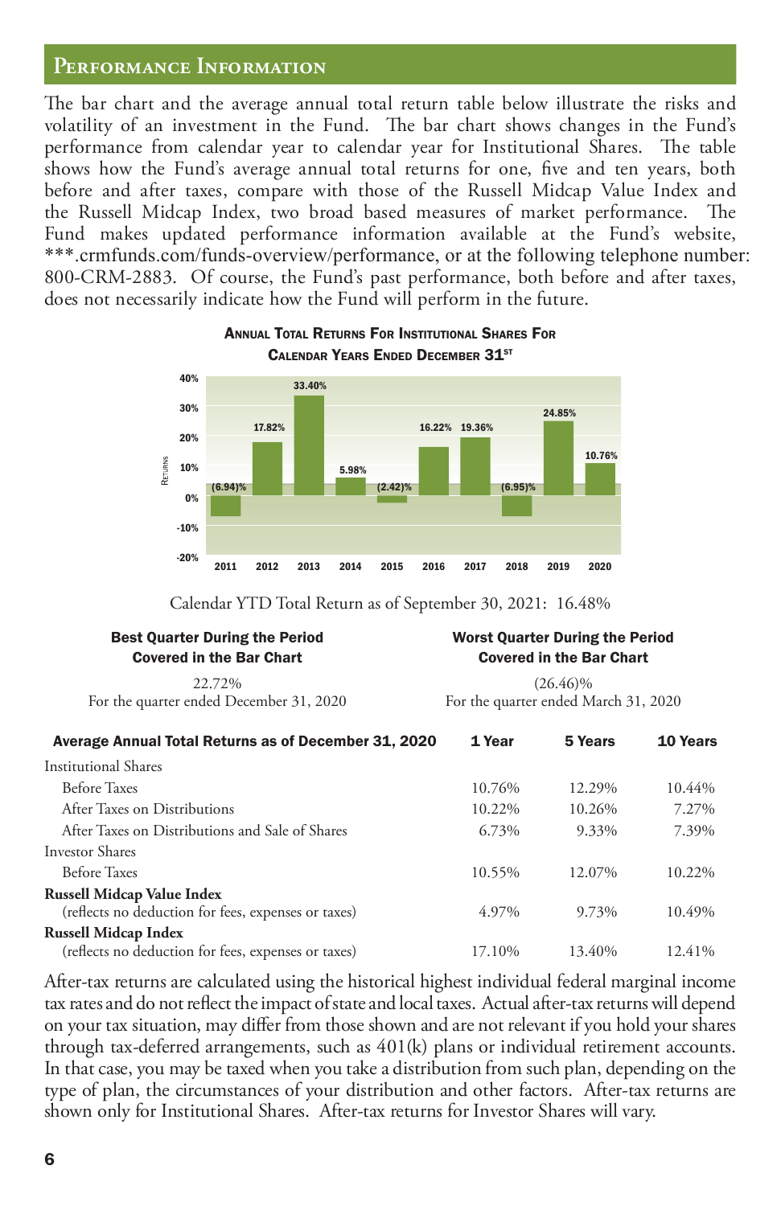## Performance Information

The bar chart and the average annual total return table below illustrate the risks and volatility of an investment in the Fund. The bar chart shows changes in the Fund's performance from calendar year to calendar year for Institutional Shares. The table shows how the Fund's average annual total returns for one, five and ten years, both before and after taxes, compare with those of the Russell Midcap Value Index and the Russell Midcap Index, two broad based measures of market performance. The Fund makes updated performance information available at the Fund's website, ***.crmfunds.com/funds-overview/performance, or at the following telephone number: 800-CRM-2883. Of course, the Fund's past performance, both before and after taxes, does not necessarily indicate how the Fund will perform in the future.

### Annual Total Returns For Institutional Shares For Calendar Years Ended December 31st

| Year | Returns |
|---|---|
| 2011 | (6.94)% |
| 2012 | 17.82% |
| 2013 | 33.40% |
| 2014 | 5.98% |
| 2015 | (2.42)% |
| 2016 | 16.22% |
| 2017 | 19.36% |
| 2018 | (6.95)% |
| 2019 | 24.85% |
| 2020 | 10.76% |

Calendar YTD Total Return as of September 30, 2021: 16.48%

| **Best Quarter During the Period Covered in the Bar Chart** | **Worst Quarter During the Period Covered in the Bar Chart** |
|---|---|
| 22.72% | (26.46)% |
| For the quarter ended December 31, 2020 | For the quarter ended March 31, 2020 |

| **Average Annual Total Returns as of December 31, 2020** | **1 Year** | **5 Years** | **10 Years** |
|---|---|---|---|
| Institutional Shares | | | |
| Before Taxes | 10.76% | 12.29% | 10.44% |
| After Taxes on Distributions | 10.22% | 10.26% | 7.27% |
| After Taxes on Distributions and Sale of Shares | 6.73% | 9.33% | 7.39% |
| Investor Shares | | | |
| Before Taxes | 10.55% | 12.07% | 10.22% |
| **Russell Midcap Value Index** (reflects no deduction for fees, expenses or taxes) | 4.97% | 9.73% | 10.49% |
| **Russell Midcap Index** (reflects no deduction for fees, expenses or taxes) | 17.10% | 13.40% | 12.41% |

After-tax returns are calculated using the historical highest individual federal marginal income tax rates and do not reflect the impact of state and local taxes. Actual after-tax returns will depend on your tax situation, may differ from those shown and are not relevant if you hold your shares through tax-deferred arrangements, such as 401(k) plans or individual retirement accounts. In that case, you may be taxed when you take a distribution from such plan, depending on the type of plan, the circumstances of your distribution and other factors. After-tax returns are shown only for Institutional Shares. After-tax returns for Investor Shares will vary.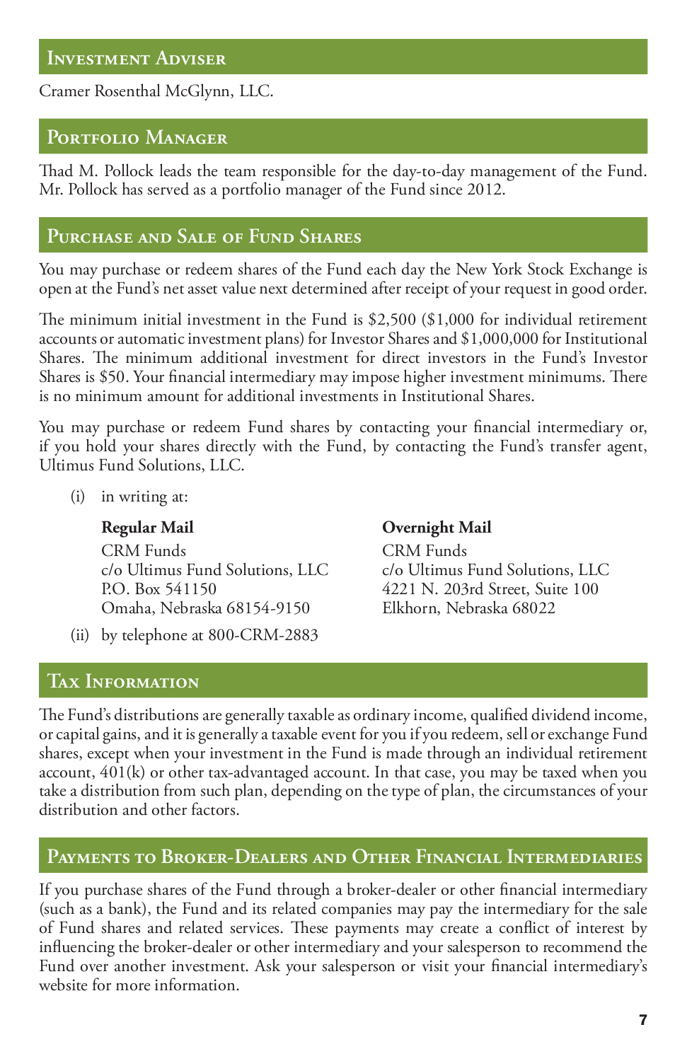## Investment Adviser

Cramer Rosenthal McGlynn, LLC.

## Portfolio Manager

Thad M. Pollock leads the team responsible for the day-to-day management of the Fund. Mr. Pollock has served as a portfolio manager of the Fund since 2012.

## Purchase and Sale of Fund Shares

You may purchase or redeem shares of the Fund each day the New York Stock Exchange is open at the Fund's net asset value next determined after receipt of your request in good order.

The minimum initial investment in the Fund is $2,500 ($1,000 for individual retirement accounts or automatic investment plans) for Investor Shares and $1,000,000 for Institutional Shares. The minimum additional investment for direct investors in the Fund's Investor Shares is $50. Your financial intermediary may impose higher investment minimums. There is no minimum amount for additional investments in Institutional Shares.

You may purchase or redeem Fund shares by contacting your financial intermediary or, if you hold your shares directly with the Fund, by contacting the Fund's transfer agent, Ultimus Fund Solutions, LLC.

(i) in writing at:

**Regular Mail**
CRM Funds
c/o Ultimus Fund Solutions, LLC
P.O. Box 541150
Omaha, Nebraska 68154-9150

**Overnight Mail**
CRM Funds
c/o Ultimus Fund Solutions, LLC
4221 N. 203rd Street, Suite 100
Elkhorn, Nebraska 68022

(ii) by telephone at 800-CRM-2883

## Tax Information

The Fund's distributions are generally taxable as ordinary income, qualified dividend income, or capital gains, and it is generally a taxable event for you if you redeem, sell or exchange Fund shares, except when your investment in the Fund is made through an individual retirement account, 401(k) or other tax-advantaged account. In that case, you may be taxed when you take a distribution from such plan, depending on the type of plan, the circumstances of your distribution and other factors.

## Payments to Broker-Dealers and Other Financial Intermediaries

If you purchase shares of the Fund through a broker-dealer or other financial intermediary (such as a bank), the Fund and its related companies may pay the intermediary for the sale of Fund shares and related services. These payments may create a conflict of interest by influencing the broker-dealer or other intermediary and your salesperson to recommend the Fund over another investment. Ask your salesperson or visit your financial intermediary's website for more information.